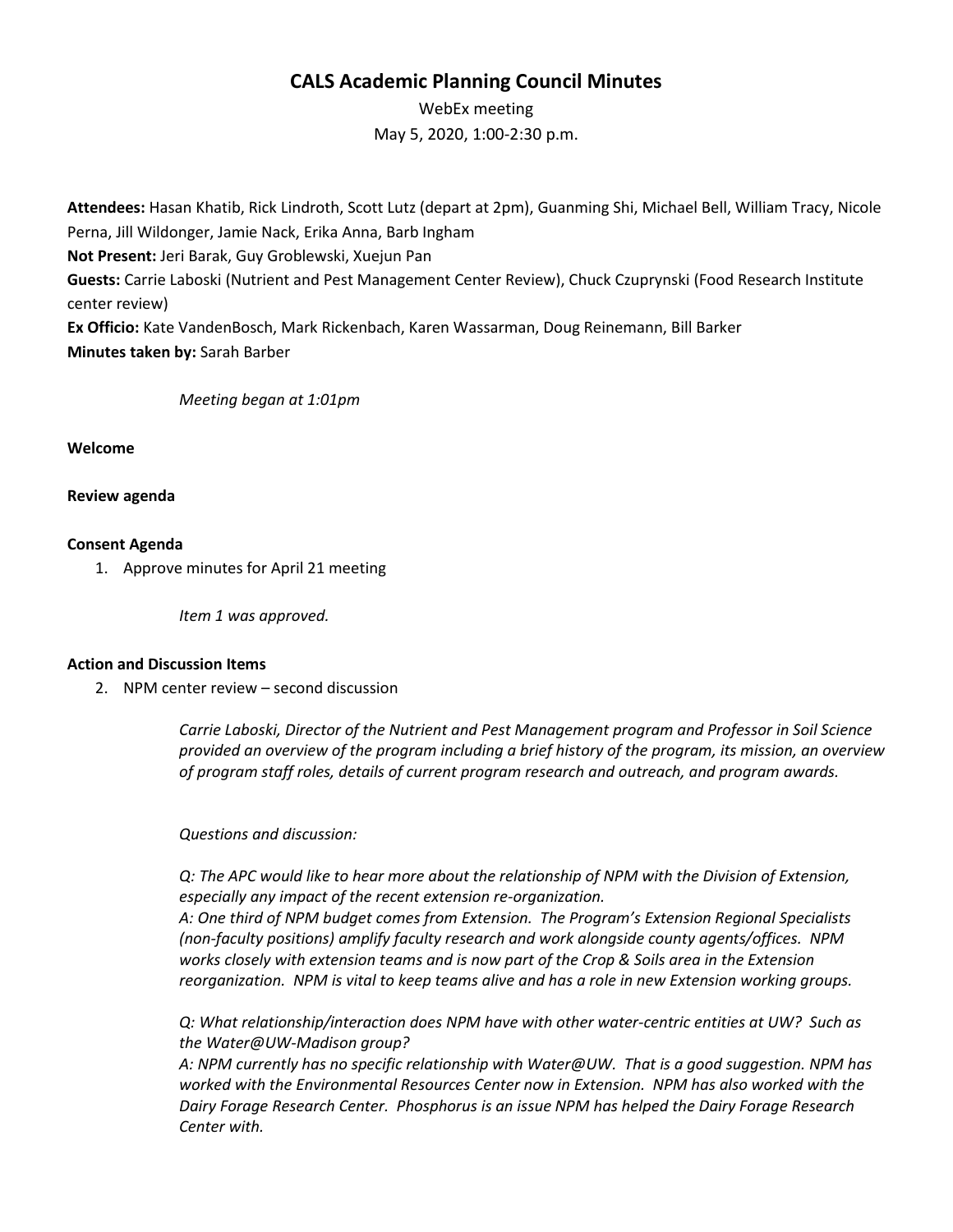# CALS Academic Planning Council Minutes

WebEx meeting

May 5, 2020, 1:00-2:30 p.m.

**Attendees:** Hasan Khatib, Rick Lindroth, Scott Lutz (depart at 2pm), Guanming Shi, Michael Bell, William Tracy, Nicole Perna, Jill Wildonger, Jamie Nack, Erika Anna, Barb Ingham
**Not Present:** Jeri Barak, Guy Groblewski, Xuejun Pan
**Guests:** Carrie Laboski (Nutrient and Pest Management Center Review), Chuck Czuprynski (Food Research Institute center review)
**Ex Officio:** Kate VandenBosch, Mark Rickenbach, Karen Wassarman, Doug Reinemann, Bill Barker
**Minutes taken by:** Sarah Barber

*Meeting began at 1:01pm*

**Welcome**

**Review agenda**

**Consent Agenda**

1. Approve minutes for April 21 meeting

   *Item 1 was approved.*

**Action and Discussion Items**

2. NPM center review – second discussion

   *Carrie Laboski, Director of the Nutrient and Pest Management program and Professor in Soil Science provided an overview of the program including a brief history of the program, its mission, an overview of program staff roles, details of current program research and outreach, and program awards.*

   *Questions and discussion:*

   *Q: The APC would like to hear more about the relationship of NPM with the Division of Extension, especially any impact of the recent extension re-organization.*
   *A: One third of NPM budget comes from Extension. The Program's Extension Regional Specialists (non-faculty positions) amplify faculty research and work alongside county agents/offices. NPM works closely with extension teams and is now part of the Crop & Soils area in the Extension reorganization. NPM is vital to keep teams alive and has a role in new Extension working groups.*

   *Q: What relationship/interaction does NPM have with other water-centric entities at UW? Such as the Water@UW-Madison group?*
   *A: NPM currently has no specific relationship with Water@UW. That is a good suggestion. NPM has worked with the Environmental Resources Center now in Extension. NPM has also worked with the Dairy Forage Research Center. Phosphorus is an issue NPM has helped the Dairy Forage Research Center with.*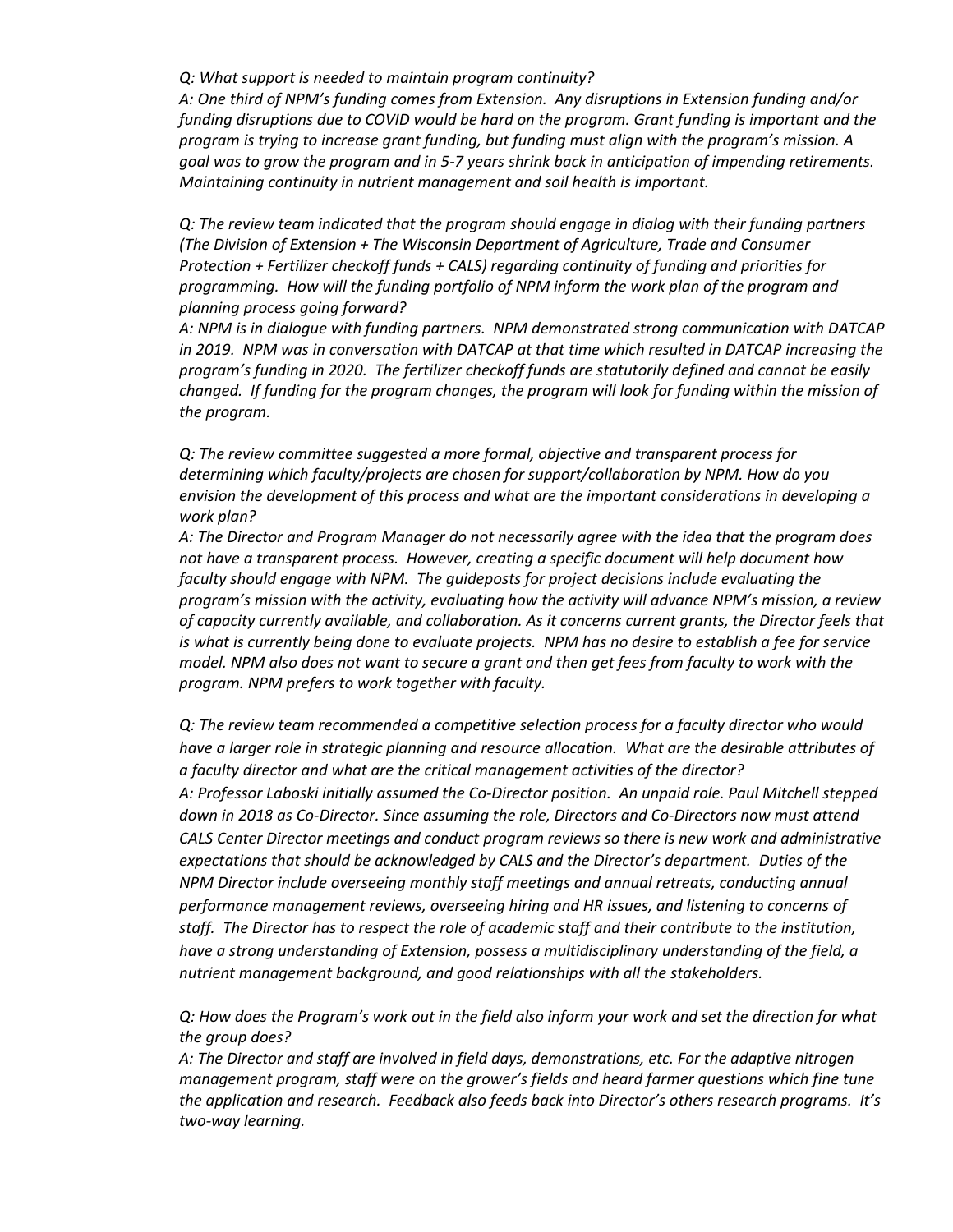*Q: What support is needed to maintain program continuity?*
*A: One third of NPM's funding comes from Extension. Any disruptions in Extension funding and/or funding disruptions due to COVID would be hard on the program. Grant funding is important and the program is trying to increase grant funding, but funding must align with the program's mission. A goal was to grow the program and in 5-7 years shrink back in anticipation of impending retirements. Maintaining continuity in nutrient management and soil health is important.*

*Q: The review team indicated that the program should engage in dialog with their funding partners (The Division of Extension + The Wisconsin Department of Agriculture, Trade and Consumer Protection + Fertilizer checkoff funds + CALS) regarding continuity of funding and priorities for programming. How will the funding portfolio of NPM inform the work plan of the program and planning process going forward?*
*A: NPM is in dialogue with funding partners. NPM demonstrated strong communication with DATCAP in 2019. NPM was in conversation with DATCAP at that time which resulted in DATCAP increasing the program's funding in 2020. The fertilizer checkoff funds are statutorily defined and cannot be easily changed. If funding for the program changes, the program will look for funding within the mission of the program.*

*Q: The review committee suggested a more formal, objective and transparent process for determining which faculty/projects are chosen for support/collaboration by NPM. How do you envision the development of this process and what are the important considerations in developing a work plan?*
*A: The Director and Program Manager do not necessarily agree with the idea that the program does not have a transparent process. However, creating a specific document will help document how faculty should engage with NPM. The guideposts for project decisions include evaluating the program's mission with the activity, evaluating how the activity will advance NPM's mission, a review of capacity currently available, and collaboration. As it concerns current grants, the Director feels that is what is currently being done to evaluate projects. NPM has no desire to establish a fee for service model. NPM also does not want to secure a grant and then get fees from faculty to work with the program. NPM prefers to work together with faculty.*

*Q: The review team recommended a competitive selection process for a faculty director who would have a larger role in strategic planning and resource allocation. What are the desirable attributes of a faculty director and what are the critical management activities of the director?*
*A: Professor Laboski initially assumed the Co-Director position. An unpaid role. Paul Mitchell stepped down in 2018 as Co-Director. Since assuming the role, Directors and Co-Directors now must attend CALS Center Director meetings and conduct program reviews so there is new work and administrative expectations that should be acknowledged by CALS and the Director's department. Duties of the NPM Director include overseeing monthly staff meetings and annual retreats, conducting annual performance management reviews, overseeing hiring and HR issues, and listening to concerns of staff. The Director has to respect the role of academic staff and their contribute to the institution, have a strong understanding of Extension, possess a multidisciplinary understanding of the field, a nutrient management background, and good relationships with all the stakeholders.*

*Q: How does the Program's work out in the field also inform your work and set the direction for what the group does?*
*A: The Director and staff are involved in field days, demonstrations, etc. For the adaptive nitrogen management program, staff were on the grower's fields and heard farmer questions which fine tune the application and research. Feedback also feeds back into Director's others research programs. It's two-way learning.*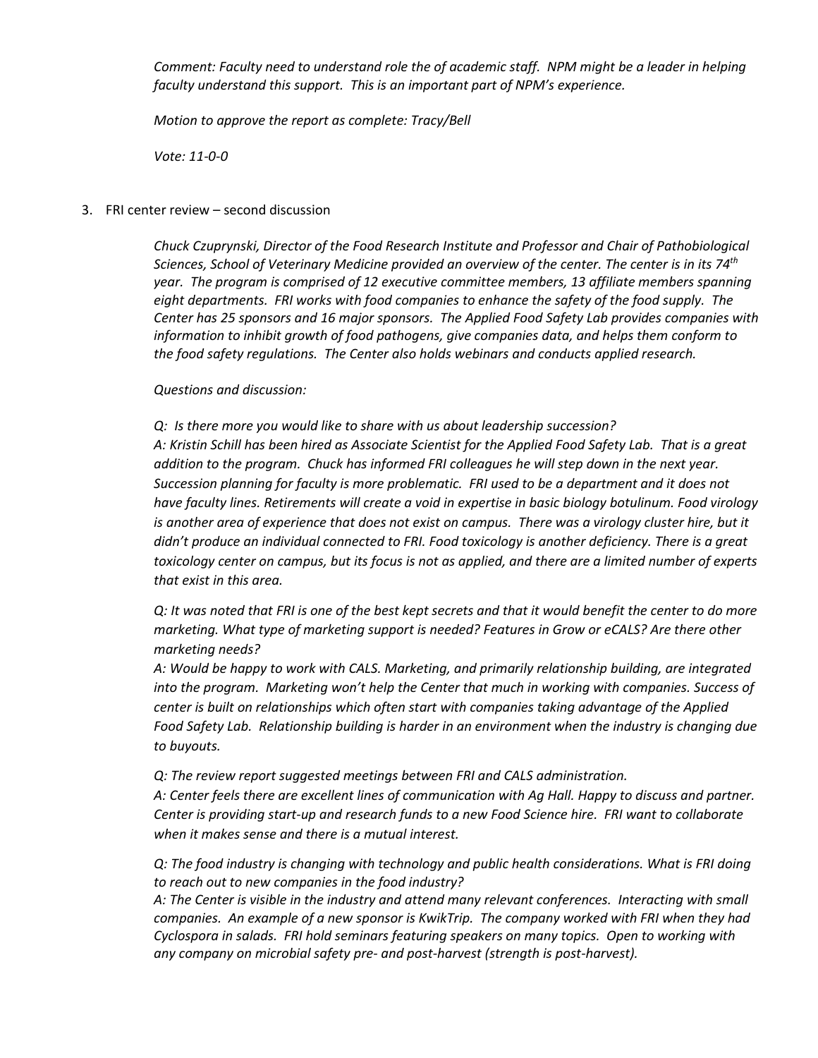*Comment: Faculty need to understand role the of academic staff. NPM might be a leader in helping faculty understand this support. This is an important part of NPM's experience.*

*Motion to approve the report as complete: Tracy/Bell*

*Vote: 11-0-0*

3. FRI center review – second discussion

*Chuck Czuprynski, Director of the Food Research Institute and Professor and Chair of Pathobiological Sciences, School of Veterinary Medicine provided an overview of the center. The center is in its 74th year. The program is comprised of 12 executive committee members, 13 affiliate members spanning eight departments. FRI works with food companies to enhance the safety of the food supply. The Center has 25 sponsors and 16 major sponsors. The Applied Food Safety Lab provides companies with information to inhibit growth of food pathogens, give companies data, and helps them conform to the food safety regulations. The Center also holds webinars and conducts applied research.*

*Questions and discussion:*

*Q: Is there more you would like to share with us about leadership succession?*
*A: Kristin Schill has been hired as Associate Scientist for the Applied Food Safety Lab. That is a great addition to the program. Chuck has informed FRI colleagues he will step down in the next year. Succession planning for faculty is more problematic. FRI used to be a department and it does not have faculty lines. Retirements will create a void in expertise in basic biology botulinum. Food virology is another area of experience that does not exist on campus. There was a virology cluster hire, but it didn't produce an individual connected to FRI. Food toxicology is another deficiency. There is a great toxicology center on campus, but its focus is not as applied, and there are a limited number of experts that exist in this area.*

*Q: It was noted that FRI is one of the best kept secrets and that it would benefit the center to do more marketing. What type of marketing support is needed? Features in Grow or eCALS? Are there other marketing needs?*
*A: Would be happy to work with CALS. Marketing, and primarily relationship building, are integrated into the program. Marketing won't help the Center that much in working with companies. Success of center is built on relationships which often start with companies taking advantage of the Applied Food Safety Lab. Relationship building is harder in an environment when the industry is changing due to buyouts.*

*Q: The review report suggested meetings between FRI and CALS administration.*
*A: Center feels there are excellent lines of communication with Ag Hall. Happy to discuss and partner. Center is providing start-up and research funds to a new Food Science hire. FRI want to collaborate when it makes sense and there is a mutual interest.*

*Q: The food industry is changing with technology and public health considerations. What is FRI doing to reach out to new companies in the food industry?*
*A: The Center is visible in the industry and attend many relevant conferences. Interacting with small companies. An example of a new sponsor is KwikTrip. The company worked with FRI when they had Cyclospora in salads. FRI hold seminars featuring speakers on many topics. Open to working with any company on microbial safety pre- and post-harvest (strength is post-harvest).*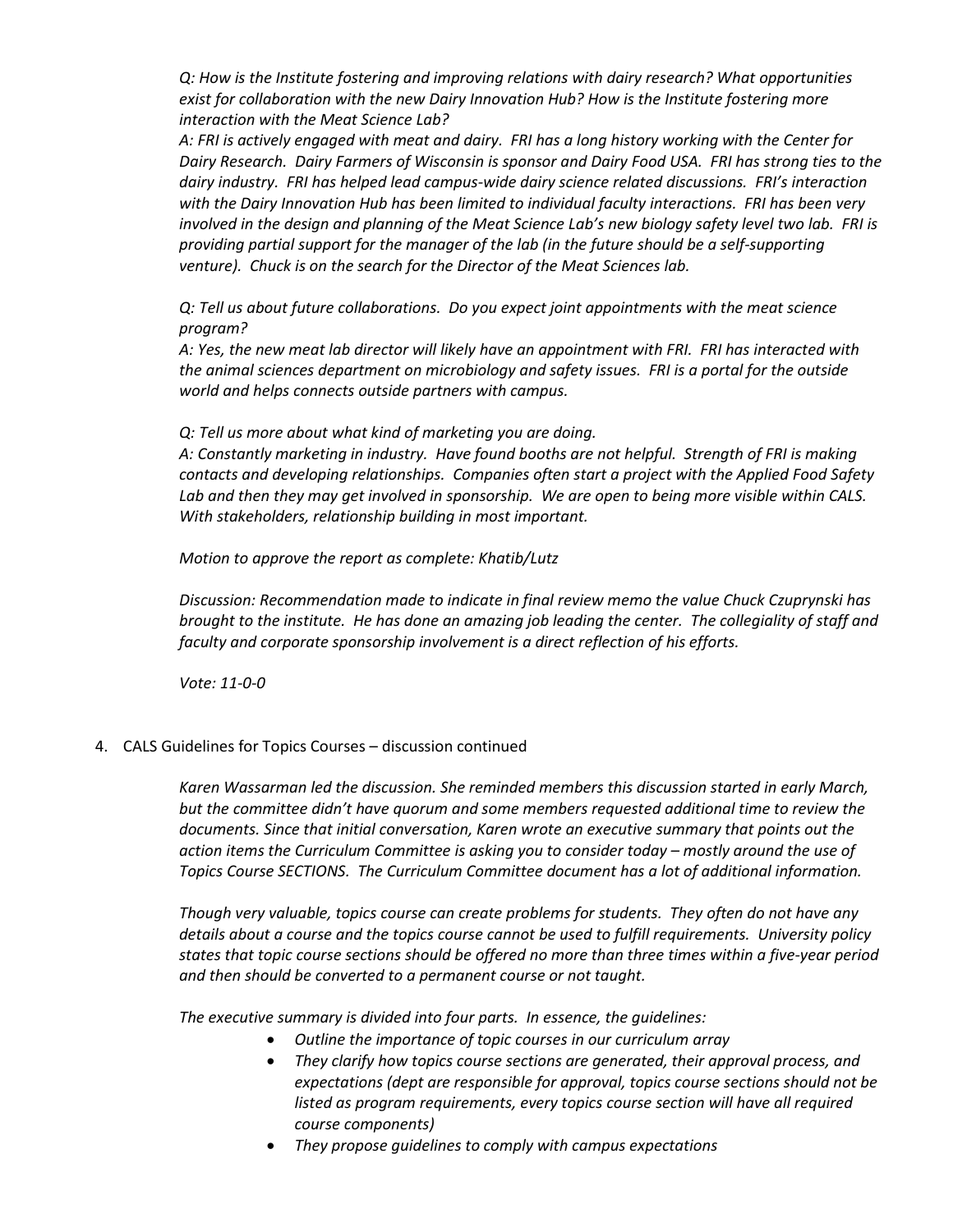*Q: How is the Institute fostering and improving relations with dairy research? What opportunities exist for collaboration with the new Dairy Innovation Hub? How is the Institute fostering more interaction with the Meat Science Lab?*
*A: FRI is actively engaged with meat and dairy. FRI has a long history working with the Center for Dairy Research. Dairy Farmers of Wisconsin is sponsor and Dairy Food USA. FRI has strong ties to the dairy industry. FRI has helped lead campus-wide dairy science related discussions. FRI's interaction with the Dairy Innovation Hub has been limited to individual faculty interactions. FRI has been very involved in the design and planning of the Meat Science Lab's new biology safety level two lab. FRI is providing partial support for the manager of the lab (in the future should be a self-supporting venture). Chuck is on the search for the Director of the Meat Sciences lab.*

*Q: Tell us about future collaborations. Do you expect joint appointments with the meat science program?*
*A: Yes, the new meat lab director will likely have an appointment with FRI. FRI has interacted with the animal sciences department on microbiology and safety issues. FRI is a portal for the outside world and helps connects outside partners with campus.*

*Q: Tell us more about what kind of marketing you are doing.*
*A: Constantly marketing in industry. Have found booths are not helpful. Strength of FRI is making contacts and developing relationships. Companies often start a project with the Applied Food Safety Lab and then they may get involved in sponsorship. We are open to being more visible within CALS. With stakeholders, relationship building in most important.*

*Motion to approve the report as complete: Khatib/Lutz*

*Discussion: Recommendation made to indicate in final review memo the value Chuck Czuprynski has brought to the institute. He has done an amazing job leading the center. The collegiality of staff and faculty and corporate sponsorship involvement is a direct reflection of his efforts.*

*Vote: 11-0-0*

4. CALS Guidelines for Topics Courses – discussion continued

*Karen Wassarman led the discussion. She reminded members this discussion started in early March, but the committee didn't have quorum and some members requested additional time to review the documents. Since that initial conversation, Karen wrote an executive summary that points out the action items the Curriculum Committee is asking you to consider today – mostly around the use of Topics Course SECTIONS. The Curriculum Committee document has a lot of additional information.*

*Though very valuable, topics course can create problems for students. They often do not have any details about a course and the topics course cannot be used to fulfill requirements. University policy states that topic course sections should be offered no more than three times within a five-year period and then should be converted to a permanent course or not taught.*

*The executive summary is divided into four parts. In essence, the guidelines:*

- *Outline the importance of topic courses in our curriculum array*
- *They clarify how topics course sections are generated, their approval process, and expectations (dept are responsible for approval, topics course sections should not be listed as program requirements, every topics course section will have all required course components)*
- *They propose guidelines to comply with campus expectations*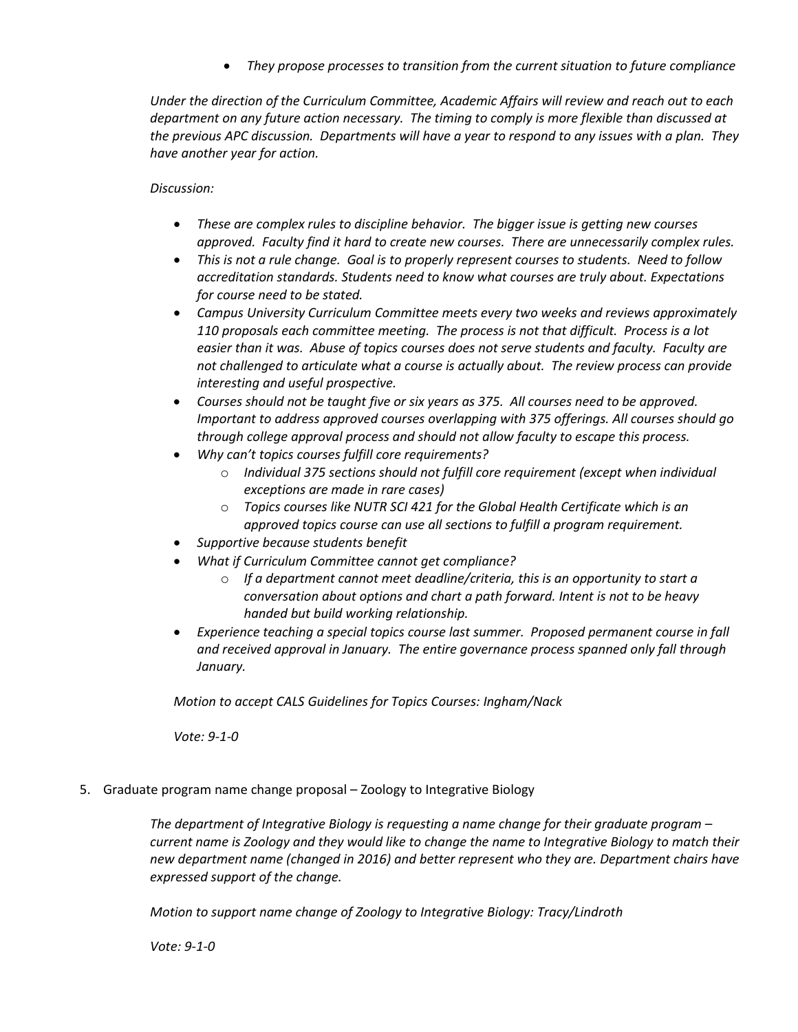- *They propose processes to transition from the current situation to future compliance*

*Under the direction of the Curriculum Committee, Academic Affairs will review and reach out to each department on any future action necessary. The timing to comply is more flexible than discussed at the previous APC discussion. Departments will have a year to respond to any issues with a plan. They have another year for action.*

*Discussion:*

- *These are complex rules to discipline behavior. The bigger issue is getting new courses approved. Faculty find it hard to create new courses. There are unnecessarily complex rules.*
- *This is not a rule change. Goal is to properly represent courses to students. Need to follow accreditation standards. Students need to know what courses are truly about. Expectations for course need to be stated.*
- *Campus University Curriculum Committee meets every two weeks and reviews approximately 110 proposals each committee meeting. The process is not that difficult. Process is a lot easier than it was. Abuse of topics courses does not serve students and faculty. Faculty are not challenged to articulate what a course is actually about. The review process can provide interesting and useful prospective.*
- *Courses should not be taught five or six years as 375. All courses need to be approved. Important to address approved courses overlapping with 375 offerings. All courses should go through college approval process and should not allow faculty to escape this process.*
- *Why can't topics courses fulfill core requirements?*
    - *Individual 375 sections should not fulfill core requirement (except when individual exceptions are made in rare cases)*
    - *Topics courses like NUTR SCI 421 for the Global Health Certificate which is an approved topics course can use all sections to fulfill a program requirement.*
- *Supportive because students benefit*
- *What if Curriculum Committee cannot get compliance?*
    - *If a department cannot meet deadline/criteria, this is an opportunity to start a conversation about options and chart a path forward. Intent is not to be heavy handed but build working relationship.*
- *Experience teaching a special topics course last summer. Proposed permanent course in fall and received approval in January. The entire governance process spanned only fall through January.*

*Motion to accept CALS Guidelines for Topics Courses: Ingham/Nack*

*Vote: 9-1-0*

5. Graduate program name change proposal – Zoology to Integrative Biology

*The department of Integrative Biology is requesting a name change for their graduate program – current name is Zoology and they would like to change the name to Integrative Biology to match their new department name (changed in 2016) and better represent who they are. Department chairs have expressed support of the change.*

*Motion to support name change of Zoology to Integrative Biology: Tracy/Lindroth*

*Vote: 9-1-0*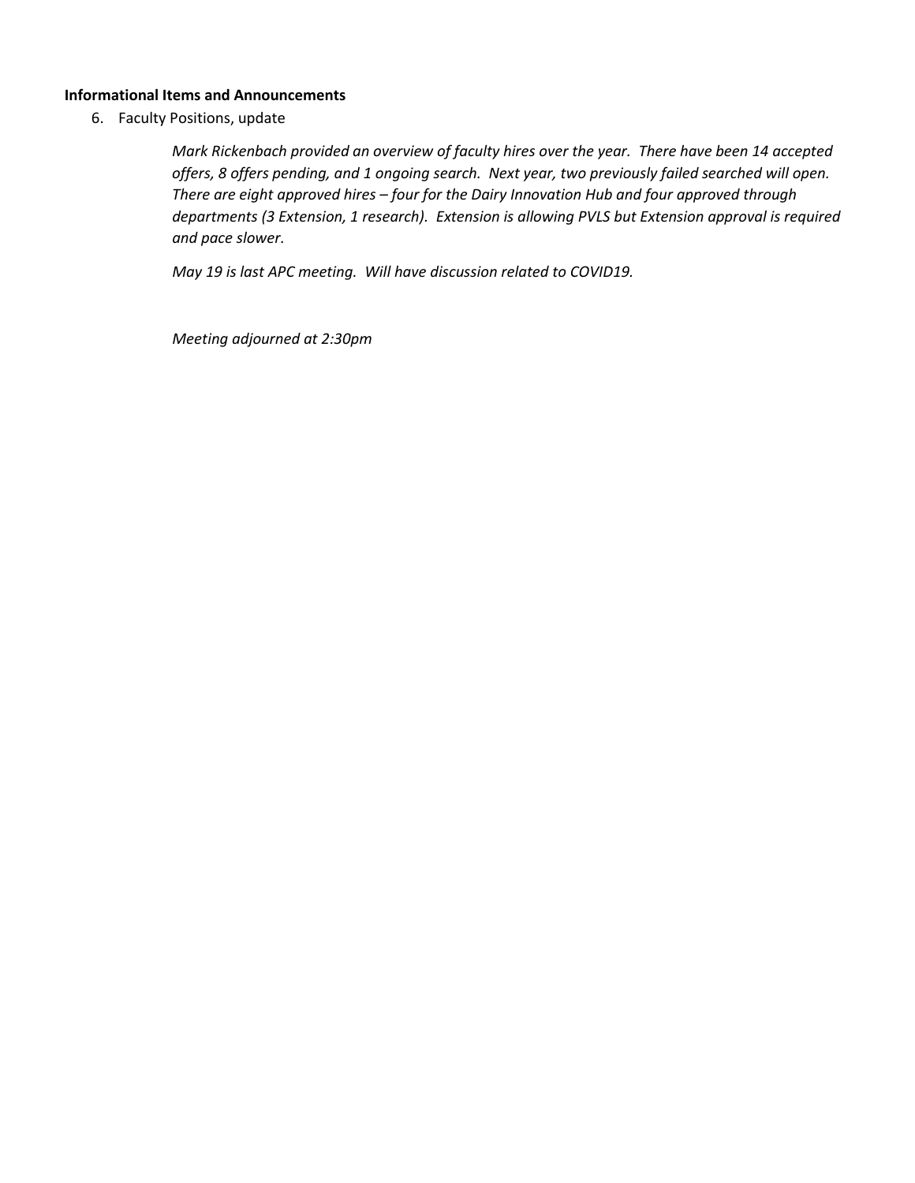**Informational Items and Announcements**

6. Faculty Positions, update

    *Mark Rickenbach provided an overview of faculty hires over the year. There have been 14 accepted offers, 8 offers pending, and 1 ongoing search. Next year, two previously failed searched will open. There are eight approved hires – four for the Dairy Innovation Hub and four approved through departments (3 Extension, 1 research). Extension is allowing PVLS but Extension approval is required and pace slower.*

    *May 19 is last APC meeting. Will have discussion related to COVID19.*

    *Meeting adjourned at 2:30pm*